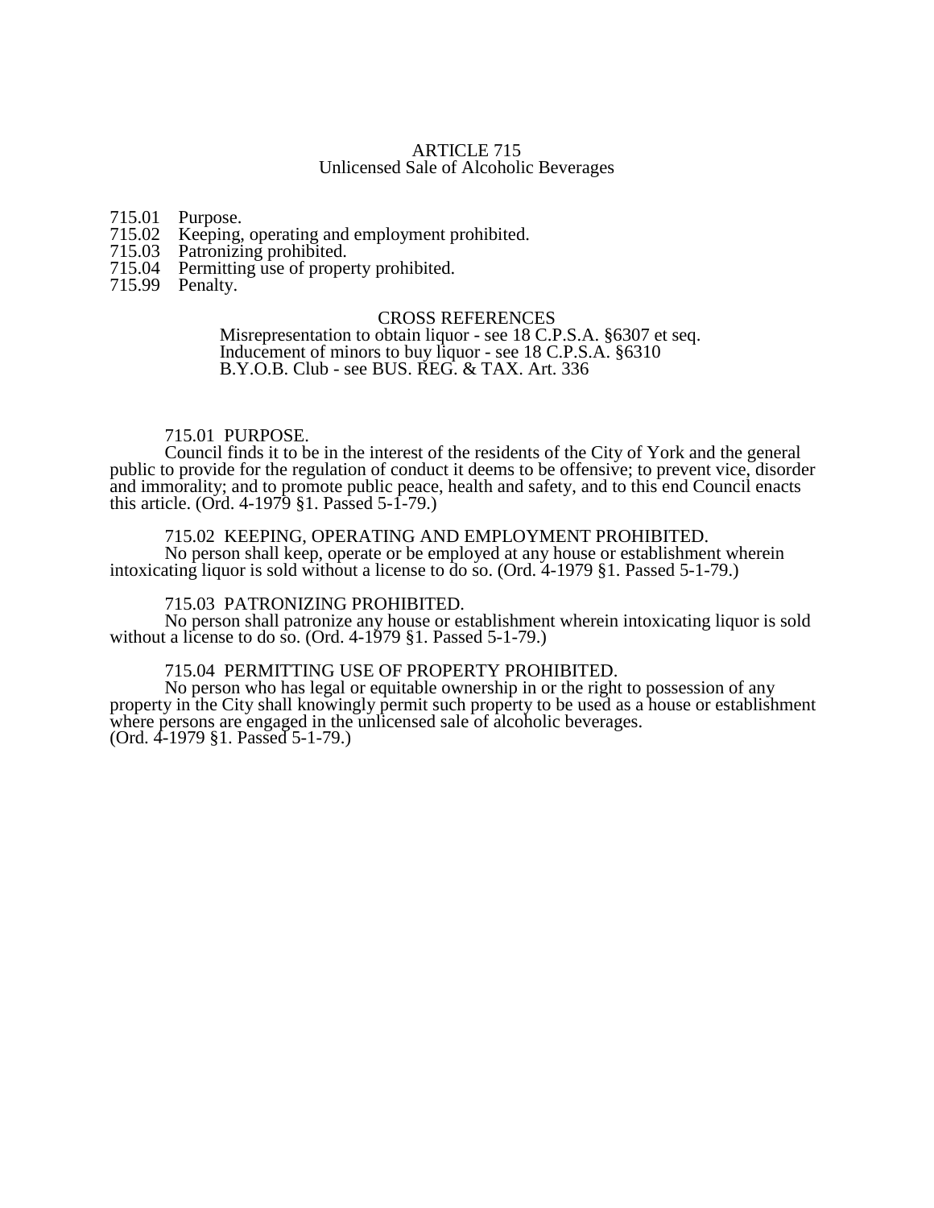# ARTICLE 715
## Unlicensed Sale of Alcoholic Beverages

715.01 Purpose.
715.02 Keeping, operating and employment prohibited.
715.03 Patronizing prohibited.
715.04 Permitting use of property prohibited.
715.99 Penalty.

CROSS REFERENCES
Misrepresentation to obtain liquor - see 18 C.P.S.A. §6307 et seq.
Inducement of minors to buy liquor - see 18 C.P.S.A. §6310
B.Y.O.B. Club - see BUS. REG. & TAX. Art. 336

### 715.01 PURPOSE.

Council finds it to be in the interest of the residents of the City of York and the general public to provide for the regulation of conduct it deems to be offensive; to prevent vice, disorder and immorality; and to promote public peace, health and safety, and to this end Council enacts this article. (Ord. 4-1979 §1. Passed 5-1-79.)

### 715.02 KEEPING, OPERATING AND EMPLOYMENT PROHIBITED.

No person shall keep, operate or be employed at any house or establishment wherein intoxicating liquor is sold without a license to do so. (Ord. 4-1979 §1. Passed 5-1-79.)

### 715.03 PATRONIZING PROHIBITED.

No person shall patronize any house or establishment wherein intoxicating liquor is sold without a license to do so. (Ord. 4-1979 §1. Passed 5-1-79.)

### 715.04 PERMITTING USE OF PROPERTY PROHIBITED.

No person who has legal or equitable ownership in or the right to possession of any property in the City shall knowingly permit such property to be used as a house or establishment where persons are engaged in the unlicensed sale of alcoholic beverages.
(Ord. 4-1979 §1. Passed 5-1-79.)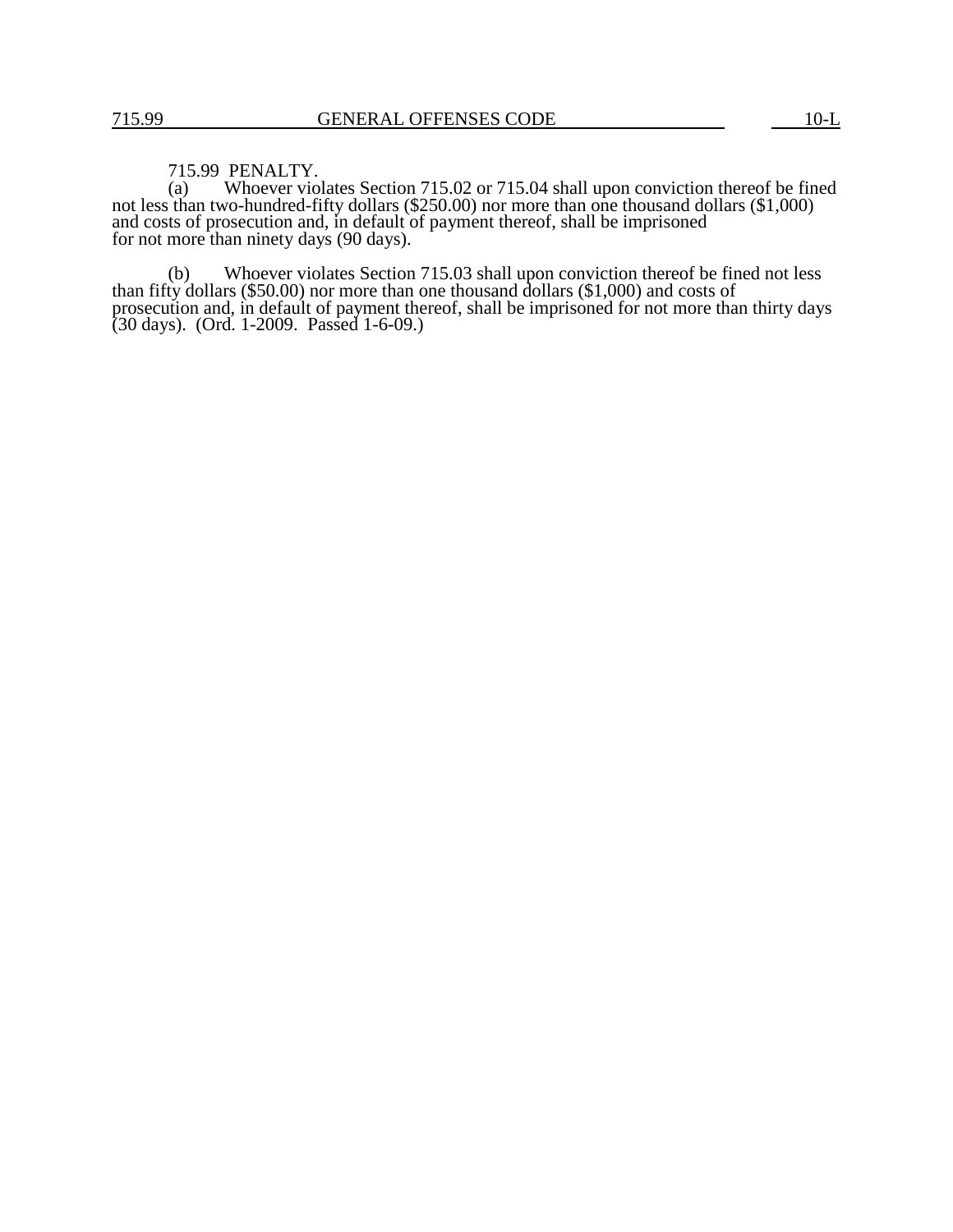## 715.99 PENALTY.

(a) Whoever violates Section 715.02 or 715.04 shall upon conviction thereof be fined not less than two-hundred-fifty dollars ($250.00) nor more than one thousand dollars ($1,000) and costs of prosecution and, in default of payment thereof, shall be imprisoned for not more than ninety days (90 days).

(b) Whoever violates Section 715.03 shall upon conviction thereof be fined not less than fifty dollars ($50.00) nor more than one thousand dollars ($1,000) and costs of prosecution and, in default of payment thereof, shall be imprisoned for not more than thirty days (30 days). (Ord. 1-2009. Passed 1-6-09.)